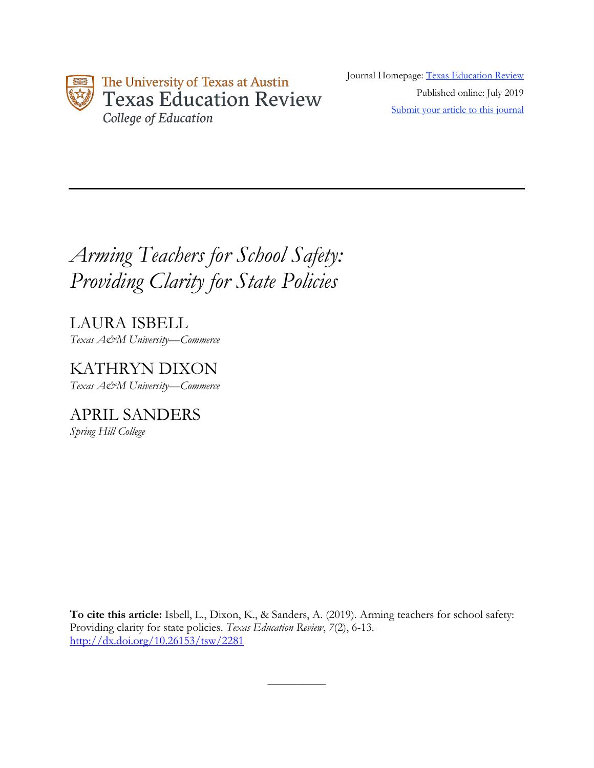The University of Texas at Austin
Texas Education Review
*College of Education*

Journal Homepage: [Texas Education Review](#)

Published online: July 2019

[Submit your article to this journal](#)

---

# *Arming Teachers for School Safety: Providing Clarity for State Policies*

LAURA ISBELL
*Texas A&M University—Commerce*

KATHRYN DIXON
*Texas A&M University—Commerce*

APRIL SANDERS
*Spring Hill College*

**To cite this article:** Isbell, L., Dixon, K., & Sanders, A. (2019). Arming teachers for school safety: Providing clarity for state policies. *Texas Education Review*, *7*(2), 6-13. [http://dx.doi.org/10.26153/tsw/2281](http://dx.doi.org/10.26153/tsw/2281)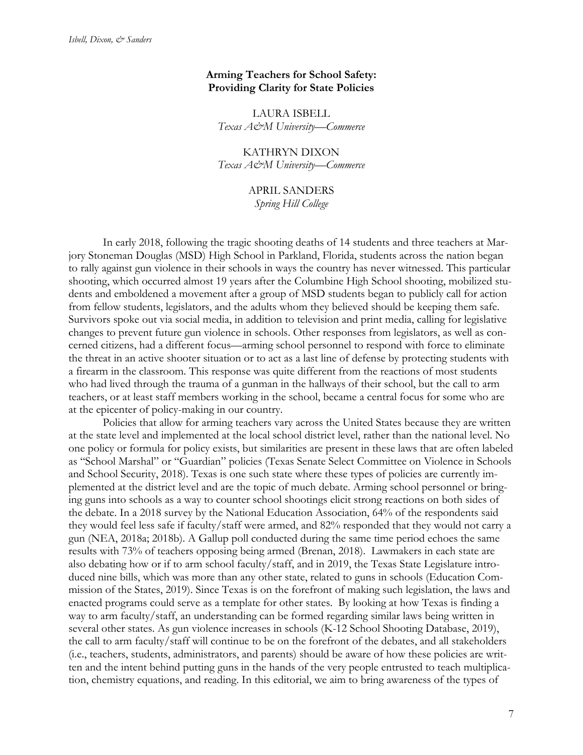**Arming Teachers for School Safety:**
**Providing Clarity for State Policies**

LAURA ISBELL
*Texas A&M University—Commerce*

KATHRYN DIXON
*Texas A&M University—Commerce*

APRIL SANDERS
*Spring Hill College*

In early 2018, following the tragic shooting deaths of 14 students and three teachers at Marjory Stoneman Douglas (MSD) High School in Parkland, Florida, students across the nation began to rally against gun violence in their schools in ways the country has never witnessed. This particular shooting, which occurred almost 19 years after the Columbine High School shooting, mobilized students and emboldened a movement after a group of MSD students began to publicly call for action from fellow students, legislators, and the adults whom they believed should be keeping them safe. Survivors spoke out via social media, in addition to television and print media, calling for legislative changes to prevent future gun violence in schools. Other responses from legislators, as well as concerned citizens, had a different focus—arming school personnel to respond with force to eliminate the threat in an active shooter situation or to act as a last line of defense by protecting students with a firearm in the classroom. This response was quite different from the reactions of most students who had lived through the trauma of a gunman in the hallways of their school, but the call to arm teachers, or at least staff members working in the school, became a central focus for some who are at the epicenter of policy-making in our country.

Policies that allow for arming teachers vary across the United States because they are written at the state level and implemented at the local school district level, rather than the national level. No one policy or formula for policy exists, but similarities are present in these laws that are often labeled as "School Marshal" or "Guardian" policies (Texas Senate Select Committee on Violence in Schools and School Security, 2018). Texas is one such state where these types of policies are currently implemented at the district level and are the topic of much debate. Arming school personnel or bringing guns into schools as a way to counter school shootings elicit strong reactions on both sides of the debate. In a 2018 survey by the National Education Association, 64% of the respondents said they would feel less safe if faculty/staff were armed, and 82% responded that they would not carry a gun (NEA, 2018a; 2018b). A Gallup poll conducted during the same time period echoes the same results with 73% of teachers opposing being armed (Brenan, 2018). Lawmakers in each state are also debating how or if to arm school faculty/staff, and in 2019, the Texas State Legislature introduced nine bills, which was more than any other state, related to guns in schools (Education Commission of the States, 2019). Since Texas is on the forefront of making such legislation, the laws and enacted programs could serve as a template for other states. By looking at how Texas is finding a way to arm faculty/staff, an understanding can be formed regarding similar laws being written in several other states. As gun violence increases in schools (K-12 School Shooting Database, 2019), the call to arm faculty/staff will continue to be on the forefront of the debates, and all stakeholders (i.e., teachers, students, administrators, and parents) should be aware of how these policies are written and the intent behind putting guns in the hands of the very people entrusted to teach multiplication, chemistry equations, and reading. In this editorial, we aim to bring awareness of the types of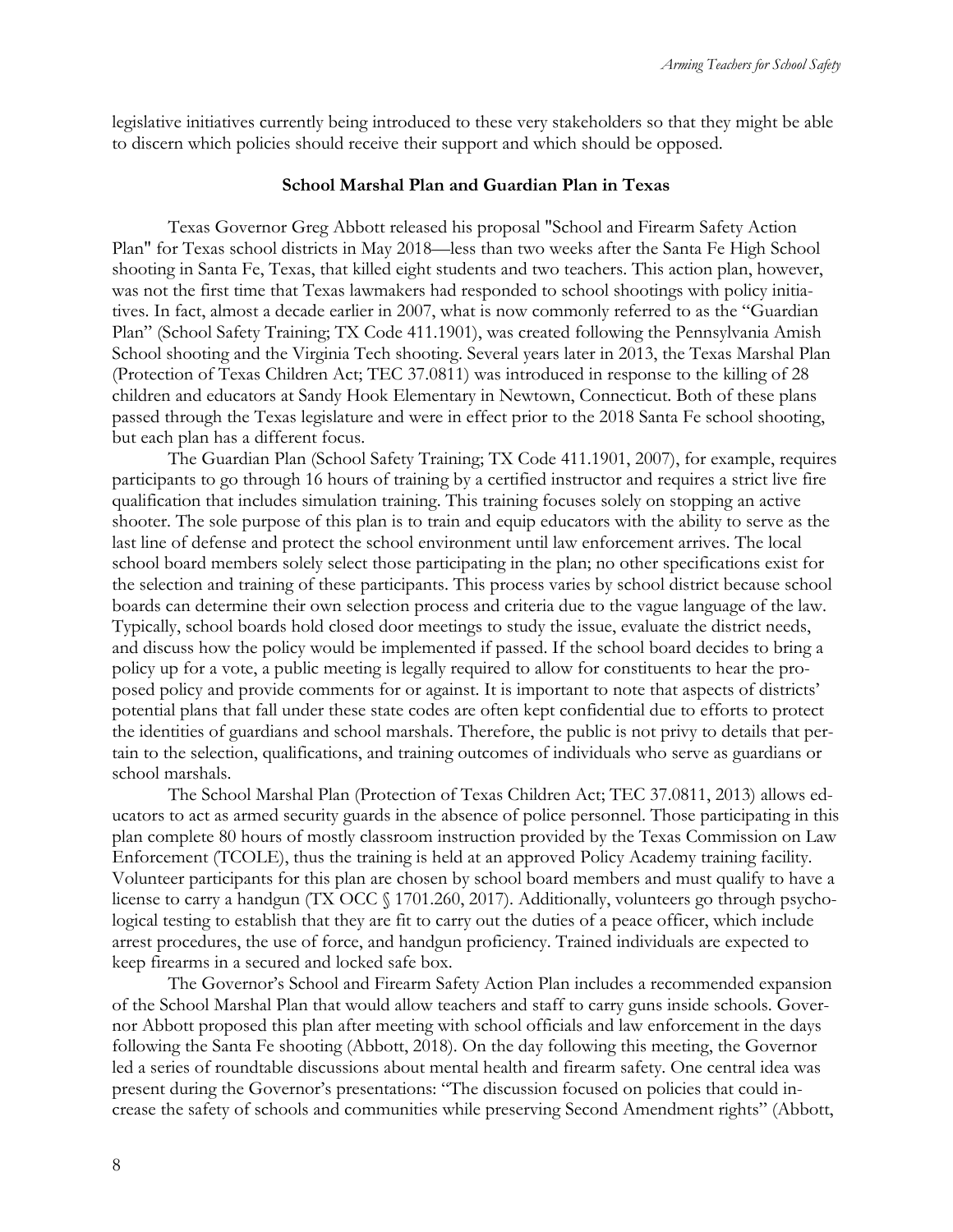legislative initiatives currently being introduced to these very stakeholders so that they might be able to discern which policies should receive their support and which should be opposed.

### School Marshal Plan and Guardian Plan in Texas

Texas Governor Greg Abbott released his proposal "School and Firearm Safety Action Plan" for Texas school districts in May 2018—less than two weeks after the Santa Fe High School shooting in Santa Fe, Texas, that killed eight students and two teachers. This action plan, however, was not the first time that Texas lawmakers had responded to school shootings with policy initiatives. In fact, almost a decade earlier in 2007, what is now commonly referred to as the "Guardian Plan" (School Safety Training; TX Code 411.1901), was created following the Pennsylvania Amish School shooting and the Virginia Tech shooting. Several years later in 2013, the Texas Marshal Plan (Protection of Texas Children Act; TEC 37.0811) was introduced in response to the killing of 28 children and educators at Sandy Hook Elementary in Newtown, Connecticut. Both of these plans passed through the Texas legislature and were in effect prior to the 2018 Santa Fe school shooting, but each plan has a different focus.

The Guardian Plan (School Safety Training; TX Code 411.1901, 2007), for example, requires participants to go through 16 hours of training by a certified instructor and requires a strict live fire qualification that includes simulation training. This training focuses solely on stopping an active shooter. The sole purpose of this plan is to train and equip educators with the ability to serve as the last line of defense and protect the school environment until law enforcement arrives. The local school board members solely select those participating in the plan; no other specifications exist for the selection and training of these participants. This process varies by school district because school boards can determine their own selection process and criteria due to the vague language of the law. Typically, school boards hold closed door meetings to study the issue, evaluate the district needs, and discuss how the policy would be implemented if passed. If the school board decides to bring a policy up for a vote, a public meeting is legally required to allow for constituents to hear the proposed policy and provide comments for or against. It is important to note that aspects of districts' potential plans that fall under these state codes are often kept confidential due to efforts to protect the identities of guardians and school marshals. Therefore, the public is not privy to details that pertain to the selection, qualifications, and training outcomes of individuals who serve as guardians or school marshals.

The School Marshal Plan (Protection of Texas Children Act; TEC 37.0811, 2013) allows educators to act as armed security guards in the absence of police personnel. Those participating in this plan complete 80 hours of mostly classroom instruction provided by the Texas Commission on Law Enforcement (TCOLE), thus the training is held at an approved Policy Academy training facility. Volunteer participants for this plan are chosen by school board members and must qualify to have a license to carry a handgun (TX OCC § 1701.260, 2017). Additionally, volunteers go through psychological testing to establish that they are fit to carry out the duties of a peace officer, which include arrest procedures, the use of force, and handgun proficiency. Trained individuals are expected to keep firearms in a secured and locked safe box.

The Governor's School and Firearm Safety Action Plan includes a recommended expansion of the School Marshal Plan that would allow teachers and staff to carry guns inside schools. Governor Abbott proposed this plan after meeting with school officials and law enforcement in the days following the Santa Fe shooting (Abbott, 2018). On the day following this meeting, the Governor led a series of roundtable discussions about mental health and firearm safety. One central idea was present during the Governor's presentations: "The discussion focused on policies that could increase the safety of schools and communities while preserving Second Amendment rights" (Abbott,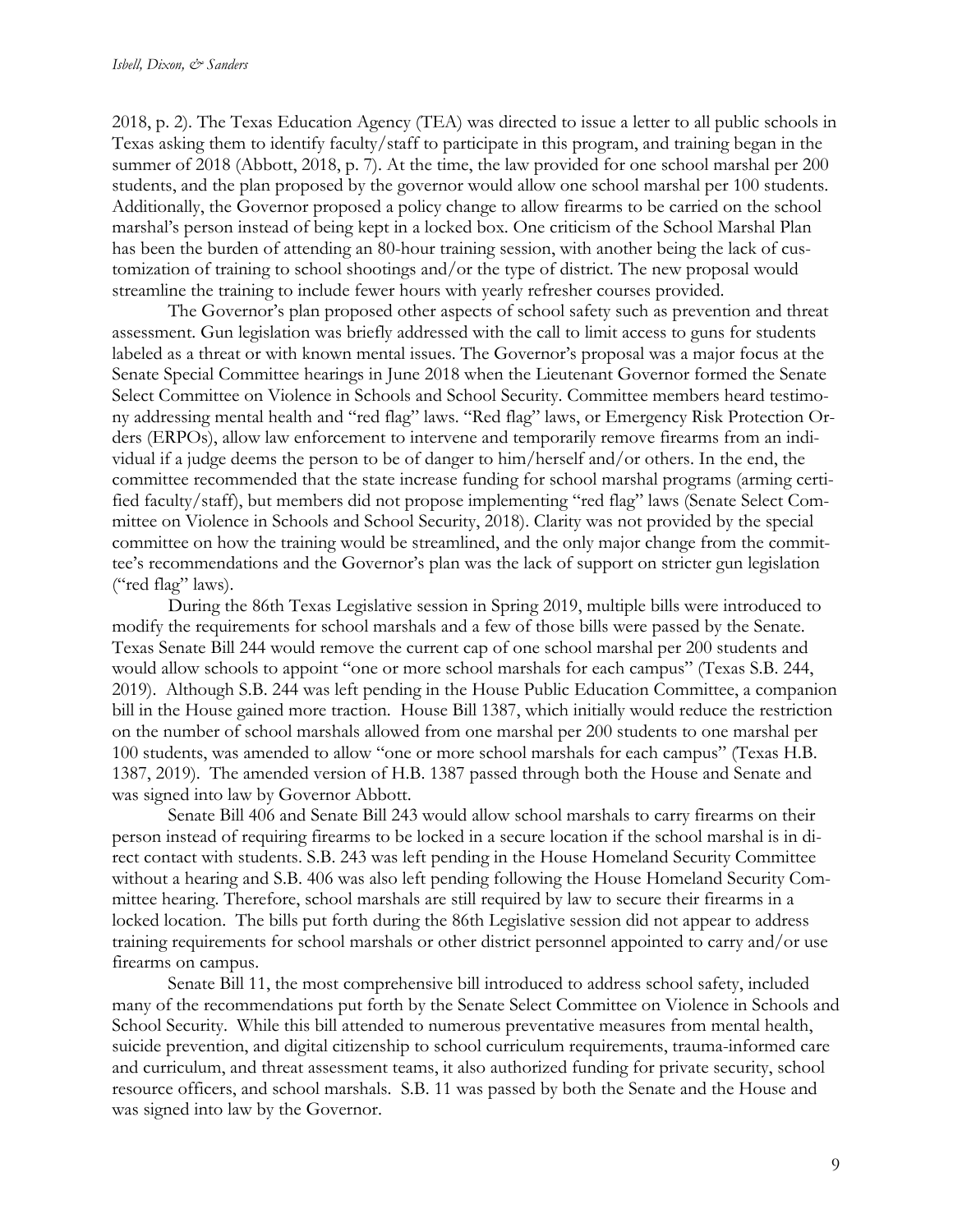2018, p. 2). The Texas Education Agency (TEA) was directed to issue a letter to all public schools in Texas asking them to identify faculty/staff to participate in this program, and training began in the summer of 2018 (Abbott, 2018, p. 7). At the time, the law provided for one school marshal per 200 students, and the plan proposed by the governor would allow one school marshal per 100 students. Additionally, the Governor proposed a policy change to allow firearms to be carried on the school marshal's person instead of being kept in a locked box. One criticism of the School Marshal Plan has been the burden of attending an 80-hour training session, with another being the lack of customization of training to school shootings and/or the type of district. The new proposal would streamline the training to include fewer hours with yearly refresher courses provided.

The Governor's plan proposed other aspects of school safety such as prevention and threat assessment. Gun legislation was briefly addressed with the call to limit access to guns for students labeled as a threat or with known mental issues. The Governor's proposal was a major focus at the Senate Special Committee hearings in June 2018 when the Lieutenant Governor formed the Senate Select Committee on Violence in Schools and School Security. Committee members heard testimony addressing mental health and "red flag" laws. "Red flag" laws, or Emergency Risk Protection Orders (ERPOs), allow law enforcement to intervene and temporarily remove firearms from an individual if a judge deems the person to be of danger to him/herself and/or others. In the end, the committee recommended that the state increase funding for school marshal programs (arming certified faculty/staff), but members did not propose implementing "red flag" laws (Senate Select Committee on Violence in Schools and School Security, 2018). Clarity was not provided by the special committee on how the training would be streamlined, and the only major change from the committee's recommendations and the Governor's plan was the lack of support on stricter gun legislation ("red flag" laws).

During the 86th Texas Legislative session in Spring 2019, multiple bills were introduced to modify the requirements for school marshals and a few of those bills were passed by the Senate. Texas Senate Bill 244 would remove the current cap of one school marshal per 200 students and would allow schools to appoint "one or more school marshals for each campus" (Texas S.B. 244, 2019). Although S.B. 244 was left pending in the House Public Education Committee, a companion bill in the House gained more traction. House Bill 1387, which initially would reduce the restriction on the number of school marshals allowed from one marshal per 200 students to one marshal per 100 students, was amended to allow "one or more school marshals for each campus" (Texas H.B. 1387, 2019). The amended version of H.B. 1387 passed through both the House and Senate and was signed into law by Governor Abbott.

Senate Bill 406 and Senate Bill 243 would allow school marshals to carry firearms on their person instead of requiring firearms to be locked in a secure location if the school marshal is in direct contact with students. S.B. 243 was left pending in the House Homeland Security Committee without a hearing and S.B. 406 was also left pending following the House Homeland Security Committee hearing. Therefore, school marshals are still required by law to secure their firearms in a locked location. The bills put forth during the 86th Legislative session did not appear to address training requirements for school marshals or other district personnel appointed to carry and/or use firearms on campus.

Senate Bill 11, the most comprehensive bill introduced to address school safety, included many of the recommendations put forth by the Senate Select Committee on Violence in Schools and School Security. While this bill attended to numerous preventative measures from mental health, suicide prevention, and digital citizenship to school curriculum requirements, trauma-informed care and curriculum, and threat assessment teams, it also authorized funding for private security, school resource officers, and school marshals. S.B. 11 was passed by both the Senate and the House and was signed into law by the Governor.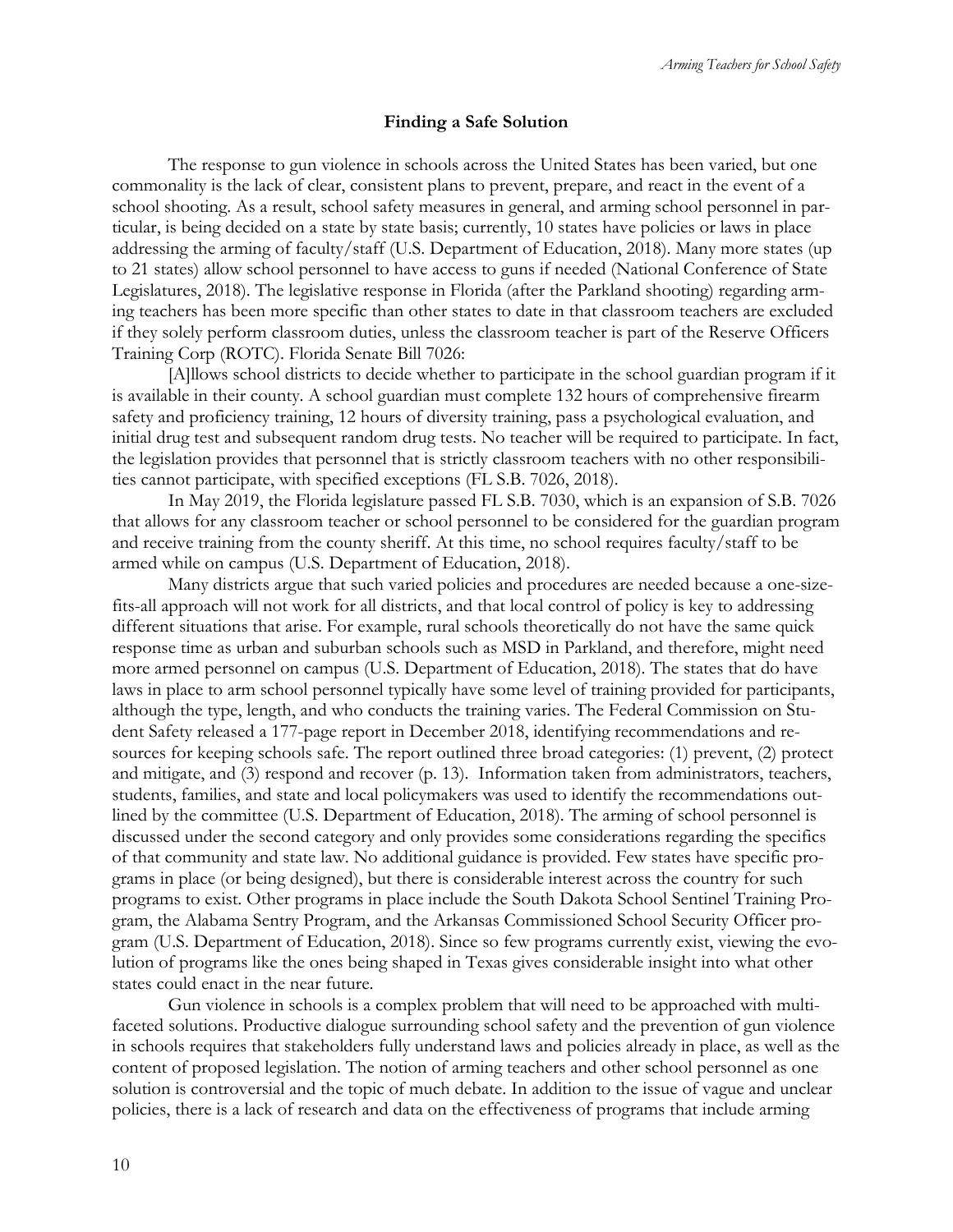## Finding a Safe Solution

The response to gun violence in schools across the United States has been varied, but one commonality is the lack of clear, consistent plans to prevent, prepare, and react in the event of a school shooting. As a result, school safety measures in general, and arming school personnel in particular, is being decided on a state by state basis; currently, 10 states have policies or laws in place addressing the arming of faculty/staff (U.S. Department of Education, 2018). Many more states (up to 21 states) allow school personnel to have access to guns if needed (National Conference of State Legislatures, 2018). The legislative response in Florida (after the Parkland shooting) regarding arming teachers has been more specific than other states to date in that classroom teachers are excluded if they solely perform classroom duties, unless the classroom teacher is part of the Reserve Officers Training Corp (ROTC). Florida Senate Bill 7026:

> [A]llows school districts to decide whether to participate in the school guardian program if it is available in their county. A school guardian must complete 132 hours of comprehensive firearm safety and proficiency training, 12 hours of diversity training, pass a psychological evaluation, and initial drug test and subsequent random drug tests. No teacher will be required to participate. In fact, the legislation provides that personnel that is strictly classroom teachers with no other responsibilities cannot participate, with specified exceptions (FL S.B. 7026, 2018).

In May 2019, the Florida legislature passed FL S.B. 7030, which is an expansion of S.B. 7026 that allows for any classroom teacher or school personnel to be considered for the guardian program and receive training from the county sheriff. At this time, no school requires faculty/staff to be armed while on campus (U.S. Department of Education, 2018).

Many districts argue that such varied policies and procedures are needed because a one-size-fits-all approach will not work for all districts, and that local control of policy is key to addressing different situations that arise. For example, rural schools theoretically do not have the same quick response time as urban and suburban schools such as MSD in Parkland, and therefore, might need more armed personnel on campus (U.S. Department of Education, 2018). The states that do have laws in place to arm school personnel typically have some level of training provided for participants, although the type, length, and who conducts the training varies. The Federal Commission on Student Safety released a 177-page report in December 2018, identifying recommendations and resources for keeping schools safe. The report outlined three broad categories: (1) prevent, (2) protect and mitigate, and (3) respond and recover (p. 13). Information taken from administrators, teachers, students, families, and state and local policymakers was used to identify the recommendations outlined by the committee (U.S. Department of Education, 2018). The arming of school personnel is discussed under the second category and only provides some considerations regarding the specifics of that community and state law. No additional guidance is provided. Few states have specific programs in place (or being designed), but there is considerable interest across the country for such programs to exist. Other programs in place include the South Dakota School Sentinel Training Program, the Alabama Sentry Program, and the Arkansas Commissioned School Security Officer program (U.S. Department of Education, 2018). Since so few programs currently exist, viewing the evolution of programs like the ones being shaped in Texas gives considerable insight into what other states could enact in the near future.

Gun violence in schools is a complex problem that will need to be approached with multifaceted solutions. Productive dialogue surrounding school safety and the prevention of gun violence in schools requires that stakeholders fully understand laws and policies already in place, as well as the content of proposed legislation. The notion of arming teachers and other school personnel as one solution is controversial and the topic of much debate. In addition to the issue of vague and unclear policies, there is a lack of research and data on the effectiveness of programs that include arming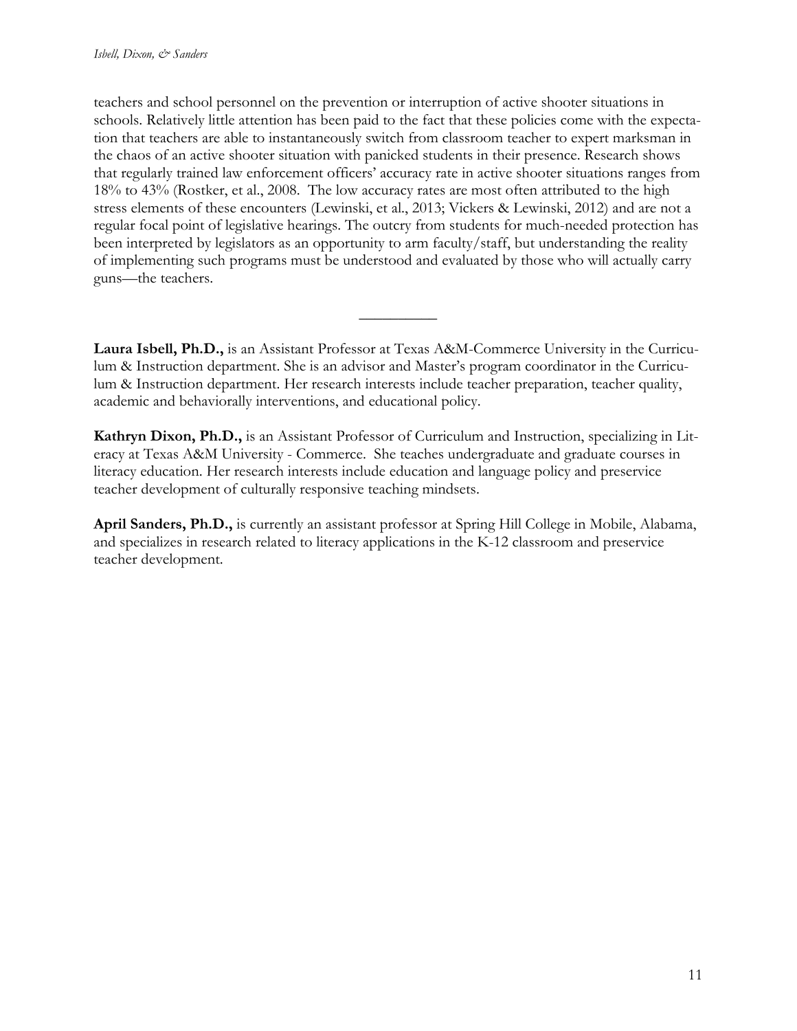teachers and school personnel on the prevention or interruption of active shooter situations in schools. Relatively little attention has been paid to the fact that these policies come with the expectation that teachers are able to instantaneously switch from classroom teacher to expert marksman in the chaos of an active shooter situation with panicked students in their presence. Research shows that regularly trained law enforcement officers' accuracy rate in active shooter situations ranges from 18% to 43% (Rostker, et al., 2008. The low accuracy rates are most often attributed to the high stress elements of these encounters (Lewinski, et al., 2013; Vickers & Lewinski, 2012) and are not a regular focal point of legislative hearings. The outcry from students for much-needed protection has been interpreted by legislators as an opportunity to arm faculty/staff, but understanding the reality of implementing such programs must be understood and evaluated by those who will actually carry guns—the teachers.

---

**Laura Isbell, Ph.D.,** is an Assistant Professor at Texas A&M-Commerce University in the Curriculum & Instruction department. She is an advisor and Master's program coordinator in the Curriculum & Instruction department. Her research interests include teacher preparation, teacher quality, academic and behaviorally interventions, and educational policy.

**Kathryn Dixon, Ph.D.,** is an Assistant Professor of Curriculum and Instruction, specializing in Literacy at Texas A&M University - Commerce. She teaches undergraduate and graduate courses in literacy education. Her research interests include education and language policy and preservice teacher development of culturally responsive teaching mindsets.

**April Sanders, Ph.D.,** is currently an assistant professor at Spring Hill College in Mobile, Alabama, and specializes in research related to literacy applications in the K-12 classroom and preservice teacher development.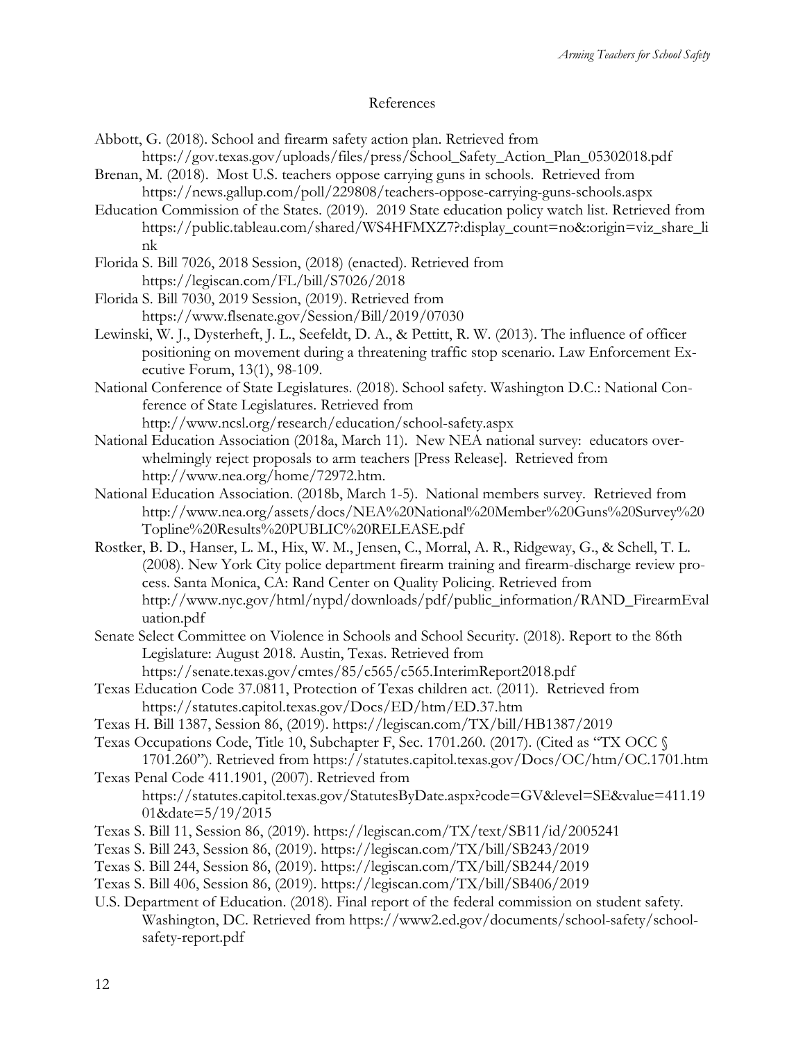## References

Abbott, G. (2018). School and firearm safety action plan. Retrieved from https://gov.texas.gov/uploads/files/press/School_Safety_Action_Plan_05302018.pdf

Brenan, M. (2018). Most U.S. teachers oppose carrying guns in schools. Retrieved from https://news.gallup.com/poll/229808/teachers-oppose-carrying-guns-schools.aspx

Education Commission of the States. (2019). 2019 State education policy watch list. Retrieved from https://public.tableau.com/shared/WS4HFMXZ7?:display_count=no&:origin=viz_share_link

Florida S. Bill 7026, 2018 Session, (2018) (enacted). Retrieved from https://legiscan.com/FL/bill/S7026/2018

Florida S. Bill 7030, 2019 Session, (2019). Retrieved from https://www.flsenate.gov/Session/Bill/2019/07030

Lewinski, W. J., Dysterheft, J. L., Seefeldt, D. A., & Pettitt, R. W. (2013). The influence of officer positioning on movement during a threatening traffic stop scenario. Law Enforcement Executive Forum, 13(1), 98-109.

National Conference of State Legislatures. (2018). School safety. Washington D.C.: National Conference of State Legislatures. Retrieved from http://www.ncsl.org/research/education/school-safety.aspx

National Education Association (2018a, March 11). New NEA national survey: educators overwhelmingly reject proposals to arm teachers [Press Release]. Retrieved from http://www.nea.org/home/72972.htm.

National Education Association. (2018b, March 1-5). National members survey. Retrieved from http://www.nea.org/assets/docs/NEA%20National%20Member%20Guns%20Survey%20Topline%20Results%20PUBLIC%20RELEASE.pdf

Rostker, B. D., Hanser, L. M., Hix, W. M., Jensen, C., Morral, A. R., Ridgeway, G., & Schell, T. L. (2008). New York City police department firearm training and firearm-discharge review process. Santa Monica, CA: Rand Center on Quality Policing. Retrieved from http://www.nyc.gov/html/nypd/downloads/pdf/public_information/RAND_FirearmEvaluation.pdf

Senate Select Committee on Violence in Schools and School Security. (2018). Report to the 86th Legislature: August 2018. Austin, Texas. Retrieved from https://senate.texas.gov/cmtes/85/c565/c565.InterimReport2018.pdf

Texas Education Code 37.0811, Protection of Texas children act. (2011). Retrieved from https://statutes.capitol.texas.gov/Docs/ED/htm/ED.37.htm

Texas H. Bill 1387, Session 86, (2019). https://legiscan.com/TX/bill/HB1387/2019

Texas Occupations Code, Title 10, Subchapter F, Sec. 1701.260. (2017). (Cited as "TX OCC § 1701.260"). Retrieved from https://statutes.capitol.texas.gov/Docs/OC/htm/OC.1701.htm

Texas Penal Code 411.1901, (2007). Retrieved from https://statutes.capitol.texas.gov/StatutesByDate.aspx?code=GV&level=SE&value=411.1901&date=5/19/2015

Texas S. Bill 11, Session 86, (2019). https://legiscan.com/TX/text/SB11/id/2005241

Texas S. Bill 243, Session 86, (2019). https://legiscan.com/TX/bill/SB243/2019

Texas S. Bill 244, Session 86, (2019). https://legiscan.com/TX/bill/SB244/2019

Texas S. Bill 406, Session 86, (2019). https://legiscan.com/TX/bill/SB406/2019

U.S. Department of Education. (2018). Final report of the federal commission on student safety. Washington, DC. Retrieved from https://www2.ed.gov/documents/school-safety/school-safety-report.pdf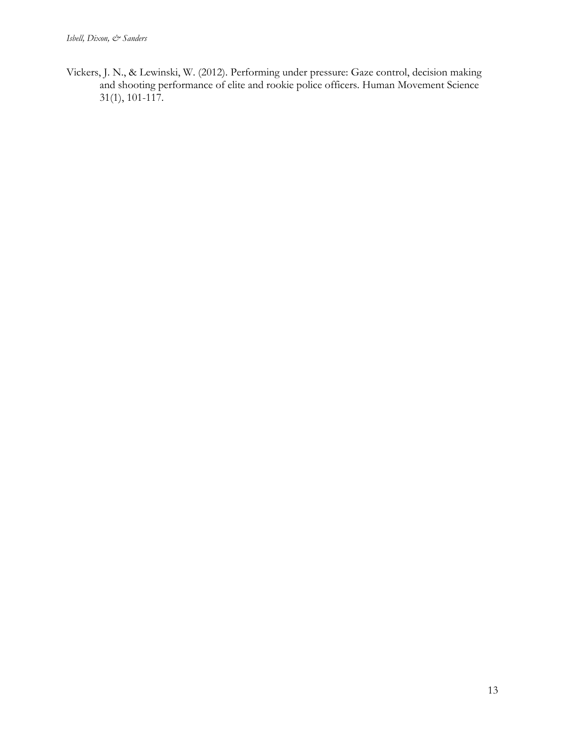Vickers, J. N., & Lewinski, W. (2012). Performing under pressure: Gaze control, decision making and shooting performance of elite and rookie police officers. Human Movement Science 31(1), 101-117.